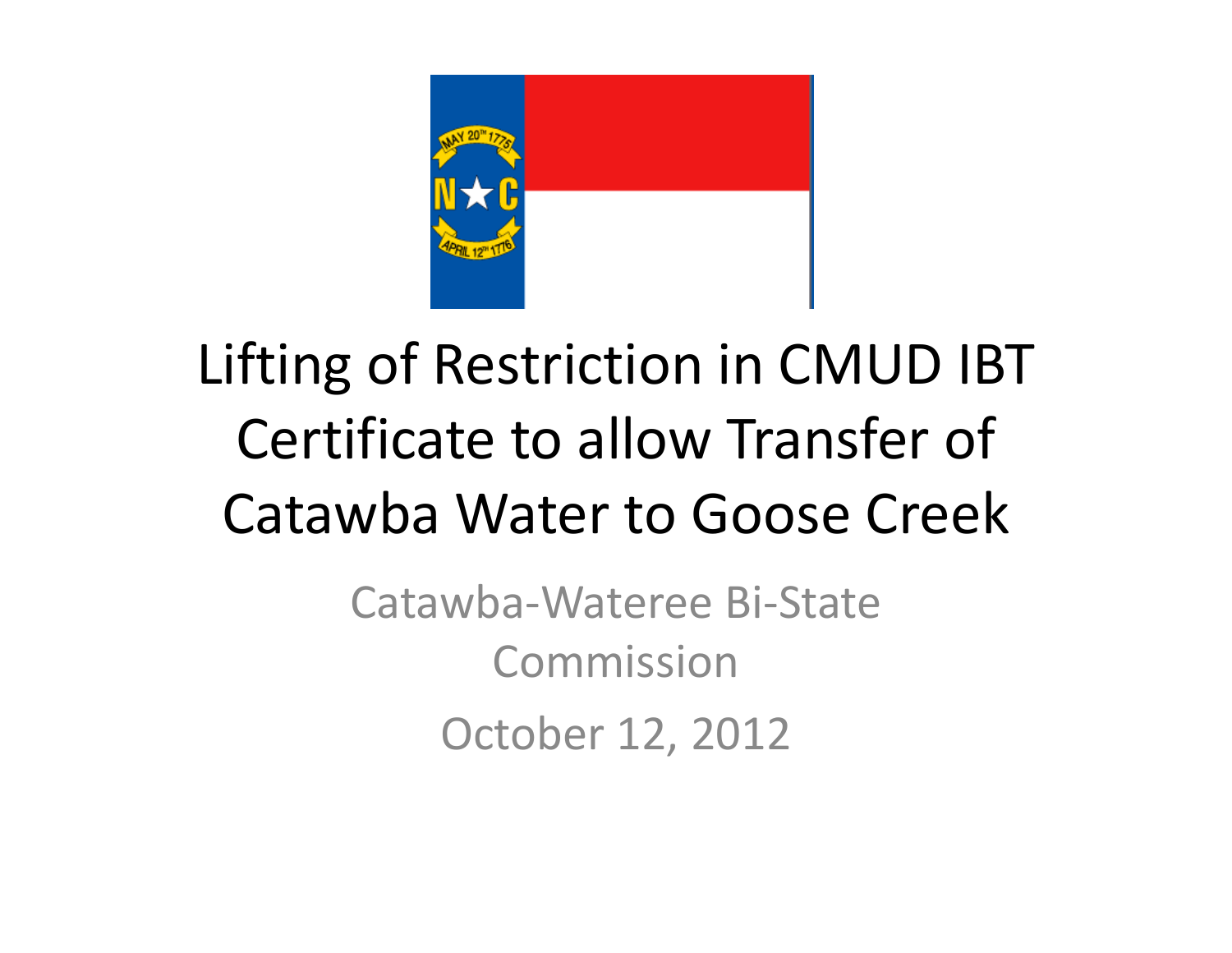# Lifting of Restriction in CMUD IBT Certificate to allow Transfer of Catawba Water to Goose Creek

Catawba-Wateree Bi-State Commission

October 12, 2012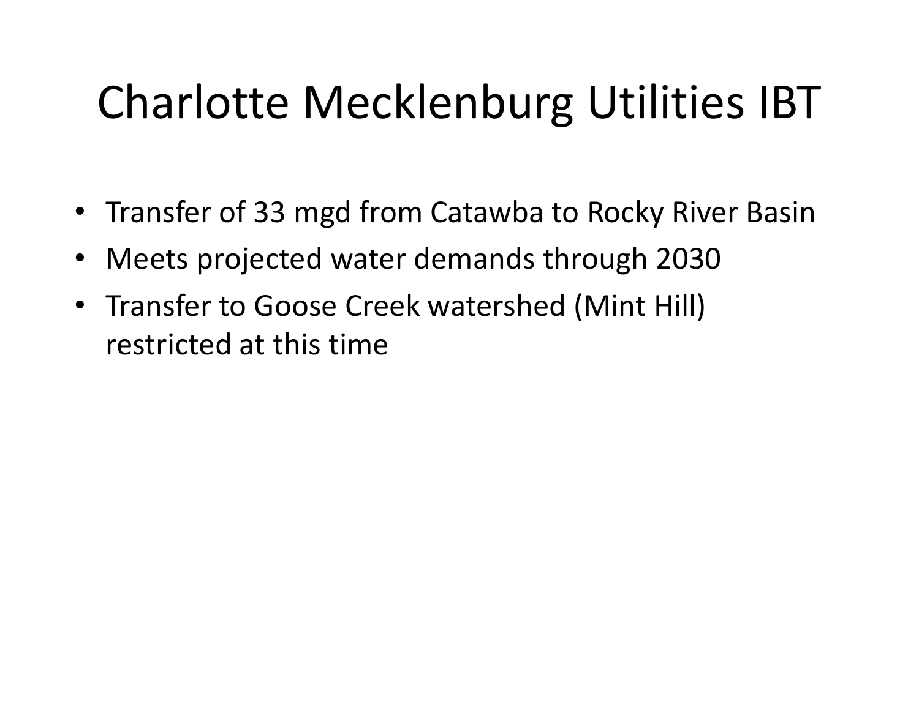# Charlotte Mecklenburg Utilities IBT

- Transfer of 33 mgd from Catawba to Rocky River Basin
- Meets projected water demands through 2030
- Transfer to Goose Creek watershed (Mint Hill) restricted at this time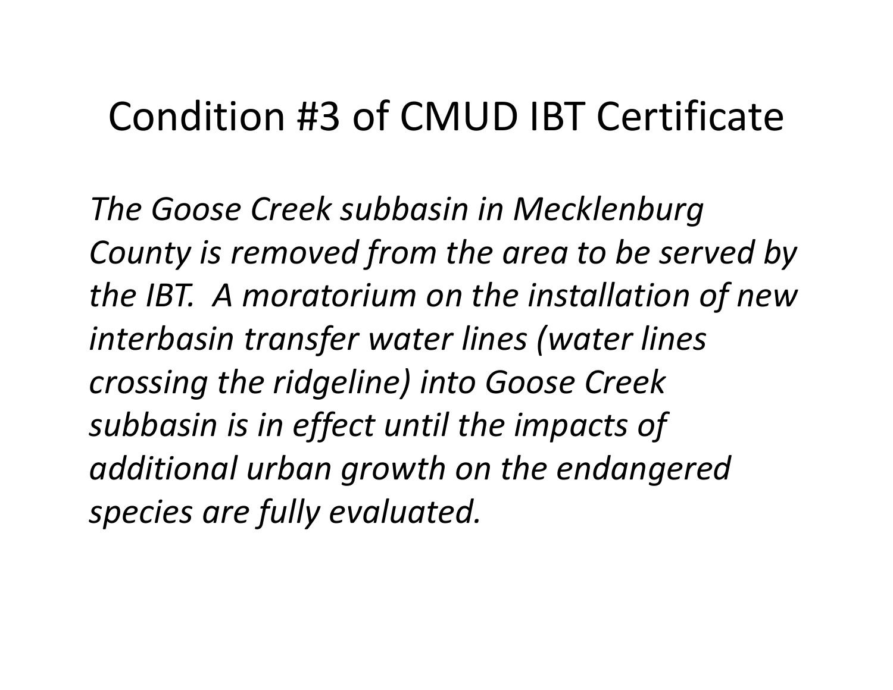# Condition #3 of CMUD IBT Certificate

*The Goose Creek subbasin in Mecklenburg County is removed from the area to be served by the IBT. A moratorium on the installation of new interbasin transfer water lines (water lines crossing the ridgeline) into Goose Creek subbasin is in effect until the impacts of additional urban growth on the endangered species are fully evaluated.*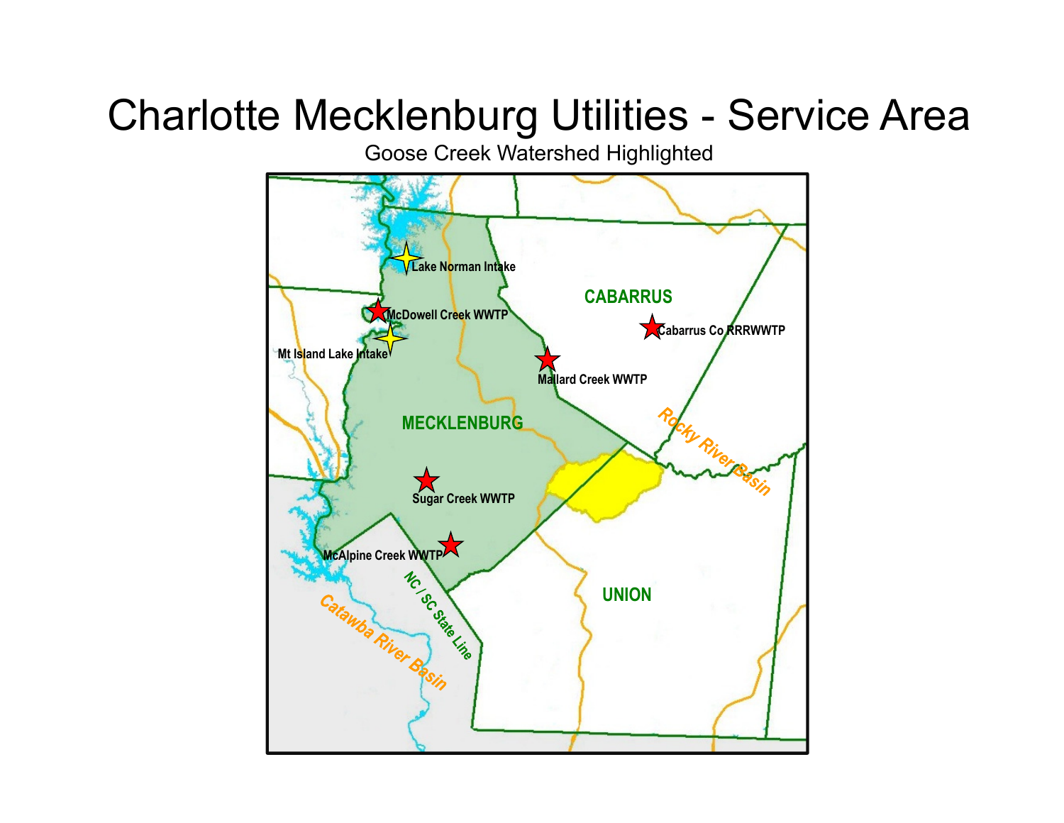# Charlotte Mecklenburg Utilities - Service Area

Goose Creek Watershed Highlighted

Lake Norman Intake

McDowell Creek WWTP

Mt Island Lake Intake

CABARRUS

Cabarrus Co RRRWWTP

Mallard Creek WWTP

MECKLENBURG

Rocky River Basin

Sugar Creek WWTP

McAlpine Creek WWTP

UNION

NC / SC State Line

Catawba River Basin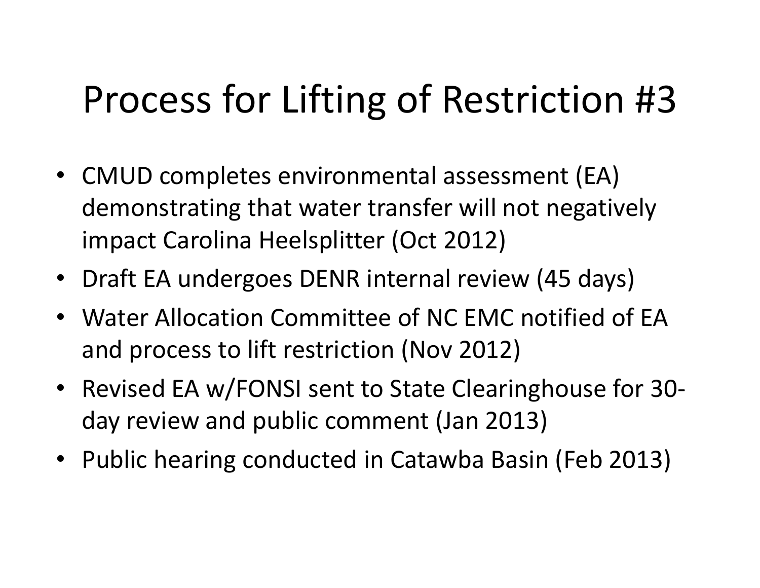# Process for Lifting of Restriction #3

- CMUD completes environmental assessment (EA) demonstrating that water transfer will not negatively impact Carolina Heelsplitter (Oct 2012)
- Draft EA undergoes DENR internal review (45 days)
- Water Allocation Committee of NC EMC notified of EA and process to lift restriction (Nov 2012)
- Revised EA w/FONSI sent to State Clearinghouse for 30-day review and public comment (Jan 2013)
- Public hearing conducted in Catawba Basin (Feb 2013)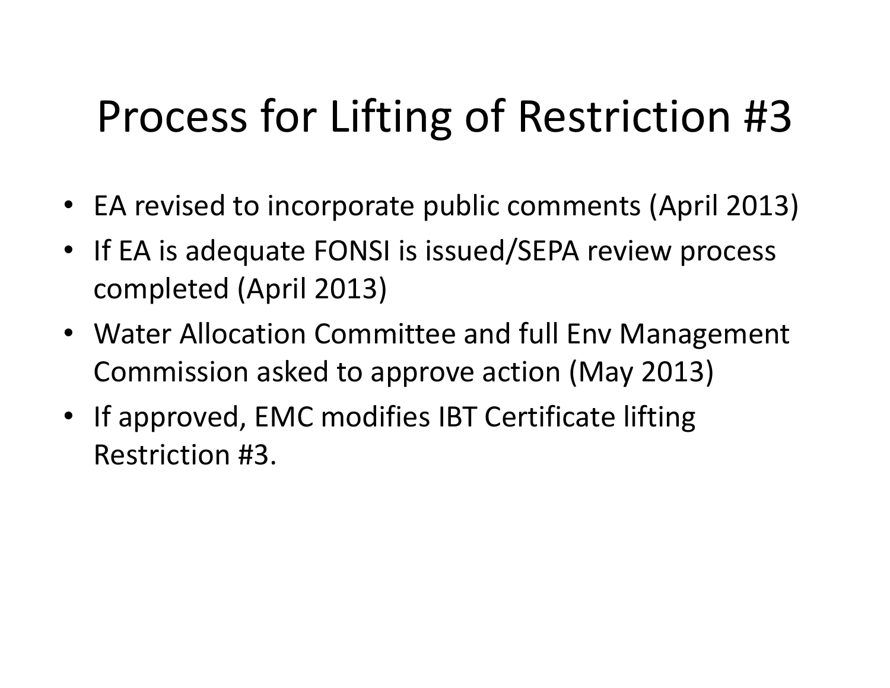# Process for Lifting of Restriction #3

- EA revised to incorporate public comments (April 2013)
- If EA is adequate FONSI is issued/SEPA review process completed (April 2013)
- Water Allocation Committee and full Env Management Commission asked to approve action (May 2013)
- If approved, EMC modifies IBT Certificate lifting Restriction #3.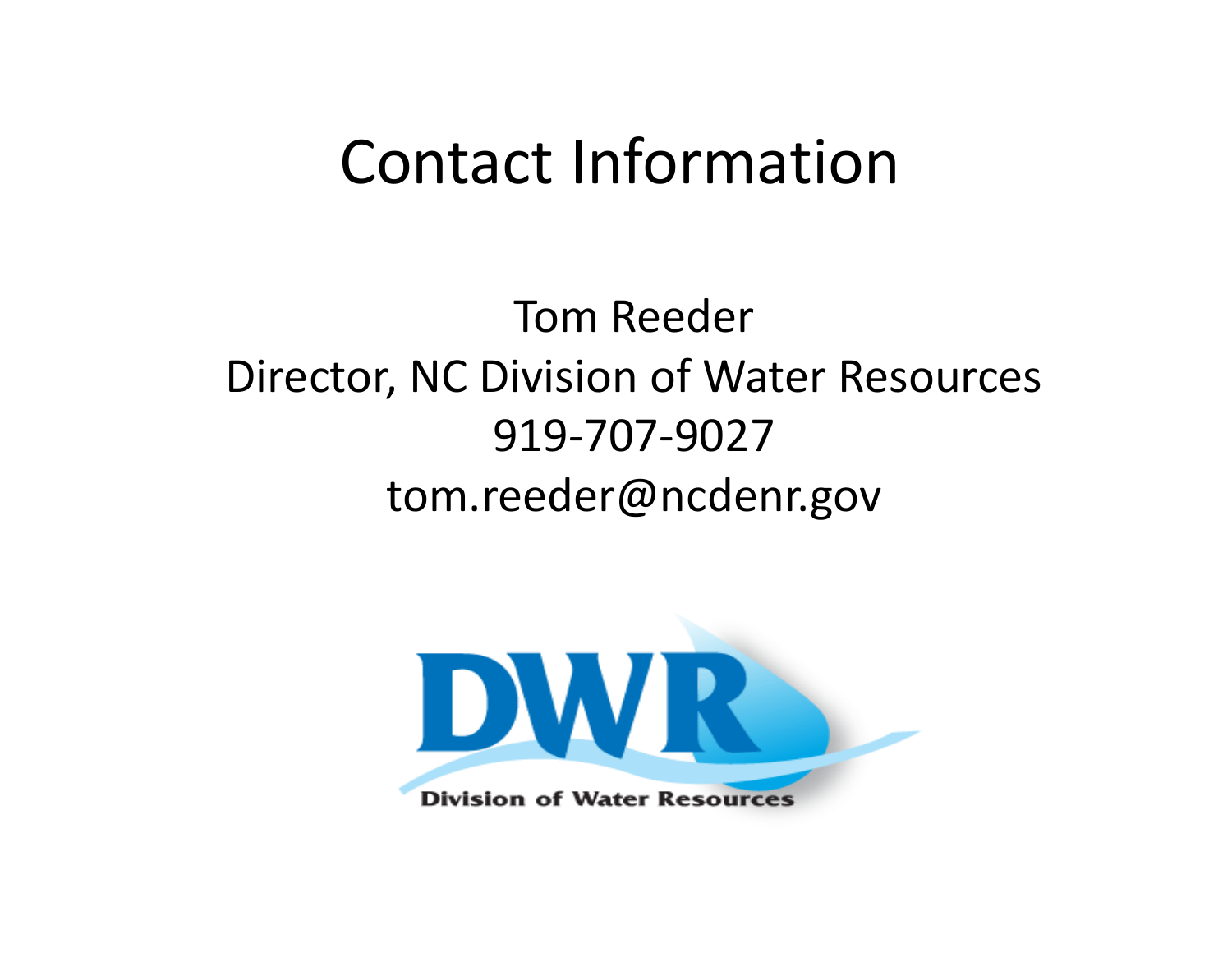# Contact Information

Tom Reeder
Director, NC Division of Water Resources
919-707-9027
tom.reeder@ncdenr.gov

DWR
Division of Water Resources